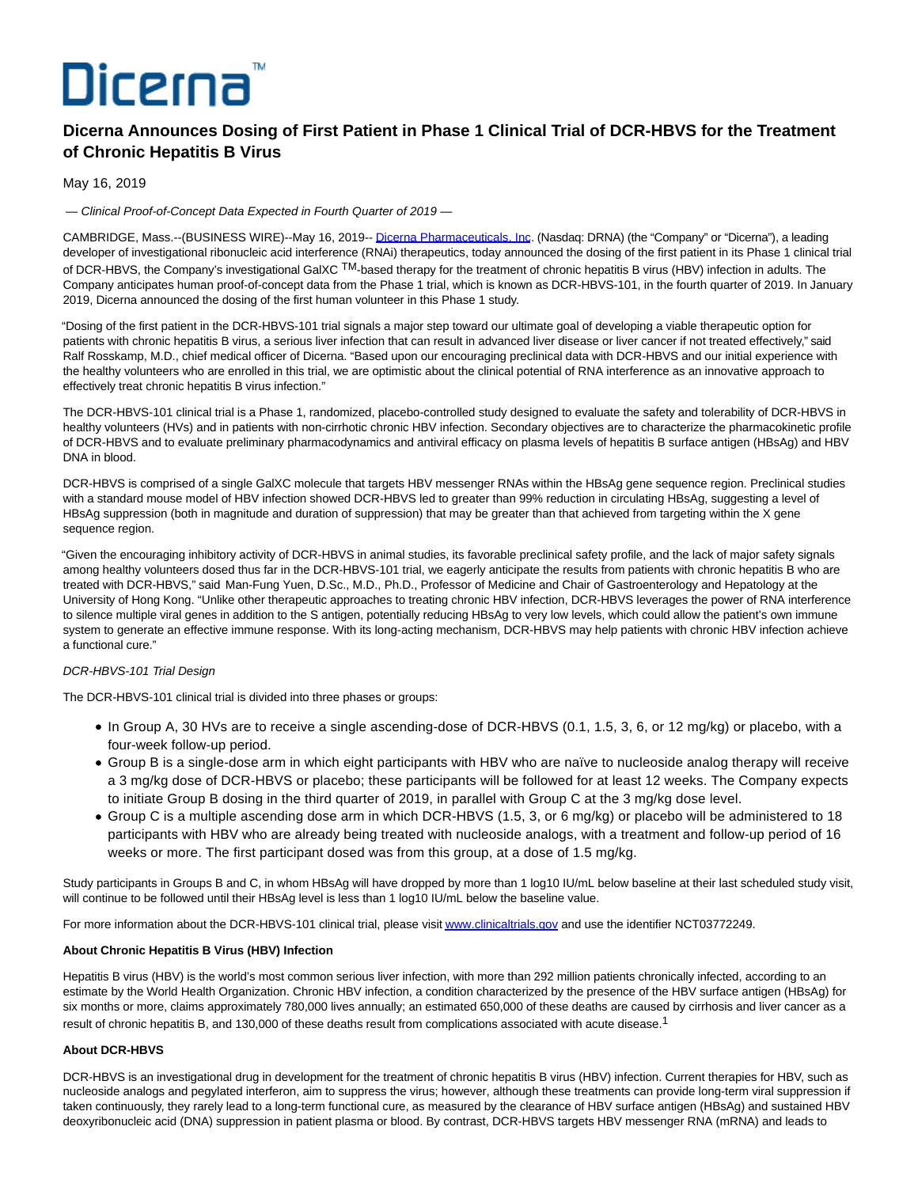Dicerna™

# Dicerna Announces Dosing of First Patient in Phase 1 Clinical Trial of DCR-HBVS for the Treatment of Chronic Hepatitis B Virus

May 16, 2019

*— Clinical Proof-of-Concept Data Expected in Fourth Quarter of 2019 —*

CAMBRIDGE, Mass.--(BUSINESS WIRE)--May 16, 2019-- Dicerna Pharmaceuticals, Inc. (Nasdaq: DRNA) (the "Company" or "Dicerna"), a leading developer of investigational ribonucleic acid interference (RNAi) therapeutics, today announced the dosing of the first patient in its Phase 1 clinical trial of DCR-HBVS, the Company's investigational GalXC TM-based therapy for the treatment of chronic hepatitis B virus (HBV) infection in adults. The Company anticipates human proof-of-concept data from the Phase 1 trial, which is known as DCR-HBVS-101, in the fourth quarter of 2019. In January 2019, Dicerna announced the dosing of the first human volunteer in this Phase 1 study.

"Dosing of the first patient in the DCR-HBVS-101 trial signals a major step toward our ultimate goal of developing a viable therapeutic option for patients with chronic hepatitis B virus, a serious liver infection that can result in advanced liver disease or liver cancer if not treated effectively," said Ralf Rosskamp, M.D., chief medical officer of Dicerna. "Based upon our encouraging preclinical data with DCR-HBVS and our initial experience with the healthy volunteers who are enrolled in this trial, we are optimistic about the clinical potential of RNA interference as an innovative approach to effectively treat chronic hepatitis B virus infection."

The DCR-HBVS-101 clinical trial is a Phase 1, randomized, placebo-controlled study designed to evaluate the safety and tolerability of DCR-HBVS in healthy volunteers (HVs) and in patients with non-cirrhotic chronic HBV infection. Secondary objectives are to characterize the pharmacokinetic profile of DCR-HBVS and to evaluate preliminary pharmacodynamics and antiviral efficacy on plasma levels of hepatitis B surface antigen (HBsAg) and HBV DNA in blood.

DCR-HBVS is comprised of a single GalXC molecule that targets HBV messenger RNAs within the HBsAg gene sequence region. Preclinical studies with a standard mouse model of HBV infection showed DCR-HBVS led to greater than 99% reduction in circulating HBsAg, suggesting a level of HBsAg suppression (both in magnitude and duration of suppression) that may be greater than that achieved from targeting within the X gene sequence region.

"Given the encouraging inhibitory activity of DCR-HBVS in animal studies, its favorable preclinical safety profile, and the lack of major safety signals among healthy volunteers dosed thus far in the DCR-HBVS-101 trial, we eagerly anticipate the results from patients with chronic hepatitis B who are treated with DCR-HBVS," said Man-Fung Yuen, D.Sc., M.D., Ph.D., Professor of Medicine and Chair of Gastroenterology and Hepatology at the University of Hong Kong. "Unlike other therapeutic approaches to treating chronic HBV infection, DCR-HBVS leverages the power of RNA interference to silence multiple viral genes in addition to the S antigen, potentially reducing HBsAg to very low levels, which could allow the patient's own immune system to generate an effective immune response. With its long-acting mechanism, DCR-HBVS may help patients with chronic HBV infection achieve a functional cure."

*DCR-HBVS-101 Trial Design*

The DCR-HBVS-101 clinical trial is divided into three phases or groups:

- In Group A, 30 HVs are to receive a single ascending-dose of DCR-HBVS (0.1, 1.5, 3, 6, or 12 mg/kg) or placebo, with a four-week follow-up period.
- Group B is a single-dose arm in which eight participants with HBV who are naïve to nucleoside analog therapy will receive a 3 mg/kg dose of DCR-HBVS or placebo; these participants will be followed for at least 12 weeks. The Company expects to initiate Group B dosing in the third quarter of 2019, in parallel with Group C at the 3 mg/kg dose level.
- Group C is a multiple ascending dose arm in which DCR-HBVS (1.5, 3, or 6 mg/kg) or placebo will be administered to 18 participants with HBV who are already being treated with nucleoside analogs, with a treatment and follow-up period of 16 weeks or more. The first participant dosed was from this group, at a dose of 1.5 mg/kg.

Study participants in Groups B and C, in whom HBsAg will have dropped by more than 1 log10 IU/mL below baseline at their last scheduled study visit, will continue to be followed until their HBsAg level is less than 1 log10 IU/mL below the baseline value.

For more information about the DCR-HBVS-101 clinical trial, please visit www.clinicaltrials.gov and use the identifier NCT03772249.

**About Chronic Hepatitis B Virus (HBV) Infection**

Hepatitis B virus (HBV) is the world's most common serious liver infection, with more than 292 million patients chronically infected, according to an estimate by the World Health Organization. Chronic HBV infection, a condition characterized by the presence of the HBV surface antigen (HBsAg) for six months or more, claims approximately 780,000 lives annually; an estimated 650,000 of these deaths are caused by cirrhosis and liver cancer as a result of chronic hepatitis B, and 130,000 of these deaths result from complications associated with acute disease.[1]

**About DCR-HBVS**

DCR-HBVS is an investigational drug in development for the treatment of chronic hepatitis B virus (HBV) infection. Current therapies for HBV, such as nucleoside analogs and pegylated interferon, aim to suppress the virus; however, although these treatments can provide long-term viral suppression if taken continuously, they rarely lead to a long-term functional cure, as measured by the clearance of HBV surface antigen (HBsAg) and sustained HBV deoxyribonucleic acid (DNA) suppression in patient plasma or blood. By contrast, DCR-HBVS targets HBV messenger RNA (mRNA) and leads to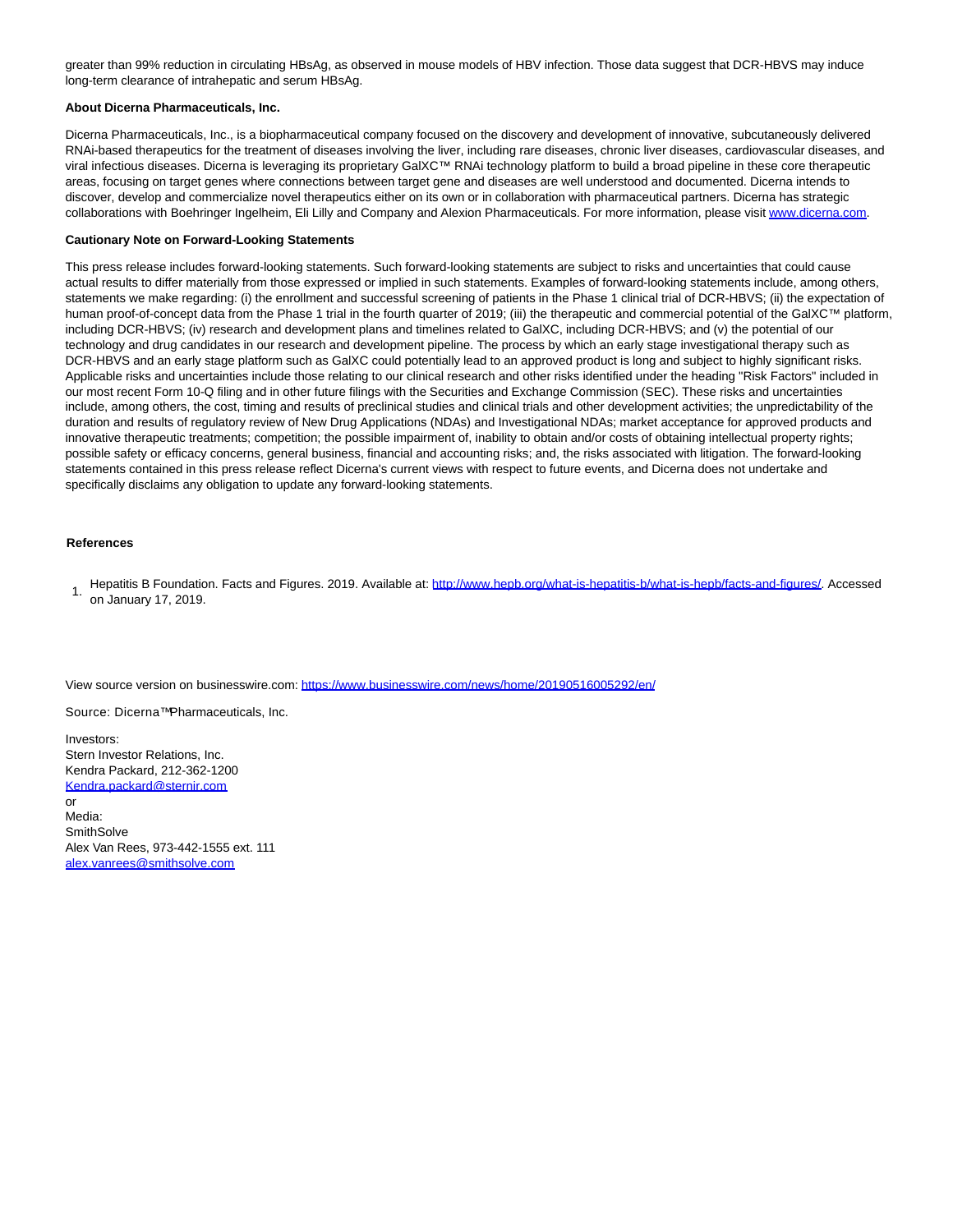greater than 99% reduction in circulating HBsAg, as observed in mouse models of HBV infection. Those data suggest that DCR-HBVS may induce long-term clearance of intrahepatic and serum HBsAg.

**About Dicerna Pharmaceuticals, Inc.**

Dicerna Pharmaceuticals, Inc., is a biopharmaceutical company focused on the discovery and development of innovative, subcutaneously delivered RNAi-based therapeutics for the treatment of diseases involving the liver, including rare diseases, chronic liver diseases, cardiovascular diseases, and viral infectious diseases. Dicerna is leveraging its proprietary GalXC™ RNAi technology platform to build a broad pipeline in these core therapeutic areas, focusing on target genes where connections between target gene and diseases are well understood and documented. Dicerna intends to discover, develop and commercialize novel therapeutics either on its own or in collaboration with pharmaceutical partners. Dicerna has strategic collaborations with Boehringer Ingelheim, Eli Lilly and Company and Alexion Pharmaceuticals. For more information, please visit www.dicerna.com.

**Cautionary Note on Forward-Looking Statements**

This press release includes forward-looking statements. Such forward-looking statements are subject to risks and uncertainties that could cause actual results to differ materially from those expressed or implied in such statements. Examples of forward-looking statements include, among others, statements we make regarding: (i) the enrollment and successful screening of patients in the Phase 1 clinical trial of DCR-HBVS; (ii) the expectation of human proof-of-concept data from the Phase 1 trial in the fourth quarter of 2019; (iii) the therapeutic and commercial potential of the GalXC™ platform, including DCR-HBVS; (iv) research and development plans and timelines related to GalXC, including DCR-HBVS; and (v) the potential of our technology and drug candidates in our research and development pipeline. The process by which an early stage investigational therapy such as DCR-HBVS and an early stage platform such as GalXC could potentially lead to an approved product is long and subject to highly significant risks. Applicable risks and uncertainties include those relating to our clinical research and other risks identified under the heading "Risk Factors" included in our most recent Form 10-Q filing and in other future filings with the Securities and Exchange Commission (SEC). These risks and uncertainties include, among others, the cost, timing and results of preclinical studies and clinical trials and other development activities; the unpredictability of the duration and results of regulatory review of New Drug Applications (NDAs) and Investigational NDAs; market acceptance for approved products and innovative therapeutic treatments; competition; the possible impairment of, inability to obtain and/or costs of obtaining intellectual property rights; possible safety or efficacy concerns, general business, financial and accounting risks; and, the risks associated with litigation. The forward-looking statements contained in this press release reflect Dicerna's current views with respect to future events, and Dicerna does not undertake and specifically disclaims any obligation to update any forward-looking statements.

**References**

1. Hepatitis B Foundation. Facts and Figures. 2019. Available at: http://www.hepb.org/what-is-hepatitis-b/what-is-hepb/facts-and-figures/. Accessed on January 17, 2019.

View source version on businesswire.com: https://www.businesswire.com/news/home/20190516005292/en/

Source: Dicerna™ Pharmaceuticals, Inc.

Investors:
Stern Investor Relations, Inc.
Kendra Packard, 212-362-1200
Kendra.packard@sternir.com
or
Media:
SmithSolve
Alex Van Rees, 973-442-1555 ext. 111
alex.vanrees@smithsolve.com